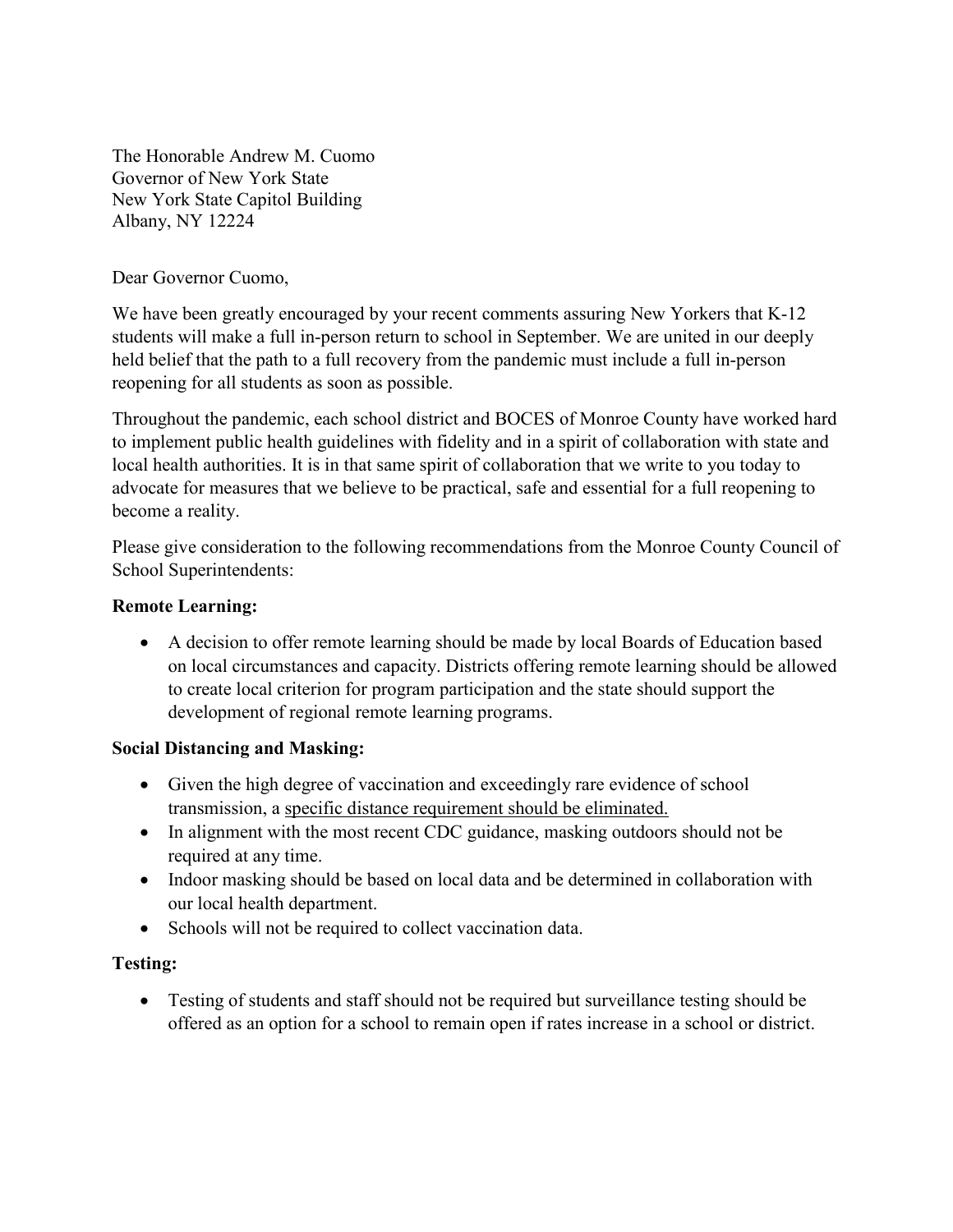The Honorable Andrew M. Cuomo
Governor of New York State
New York State Capitol Building
Albany, NY 12224

Dear Governor Cuomo,

We have been greatly encouraged by your recent comments assuring New Yorkers that K-12 students will make a full in-person return to school in September. We are united in our deeply held belief that the path to a full recovery from the pandemic must include a full in-person reopening for all students as soon as possible.

Throughout the pandemic, each school district and BOCES of Monroe County have worked hard to implement public health guidelines with fidelity and in a spirit of collaboration with state and local health authorities. It is in that same spirit of collaboration that we write to you today to advocate for measures that we believe to be practical, safe and essential for a full reopening to become a reality.

Please give consideration to the following recommendations from the Monroe County Council of School Superintendents:

**Remote Learning:**

- A decision to offer remote learning should be made by local Boards of Education based on local circumstances and capacity. Districts offering remote learning should be allowed to create local criterion for program participation and the state should support the development of regional remote learning programs.

**Social Distancing and Masking:**

- Given the high degree of vaccination and exceedingly rare evidence of school transmission, a <u>specific distance requirement should be eliminated.</u>
- In alignment with the most recent CDC guidance, masking outdoors should not be required at any time.
- Indoor masking should be based on local data and be determined in collaboration with our local health department.
- Schools will not be required to collect vaccination data.

**Testing:**

- Testing of students and staff should not be required but surveillance testing should be offered as an option for a school to remain open if rates increase in a school or district.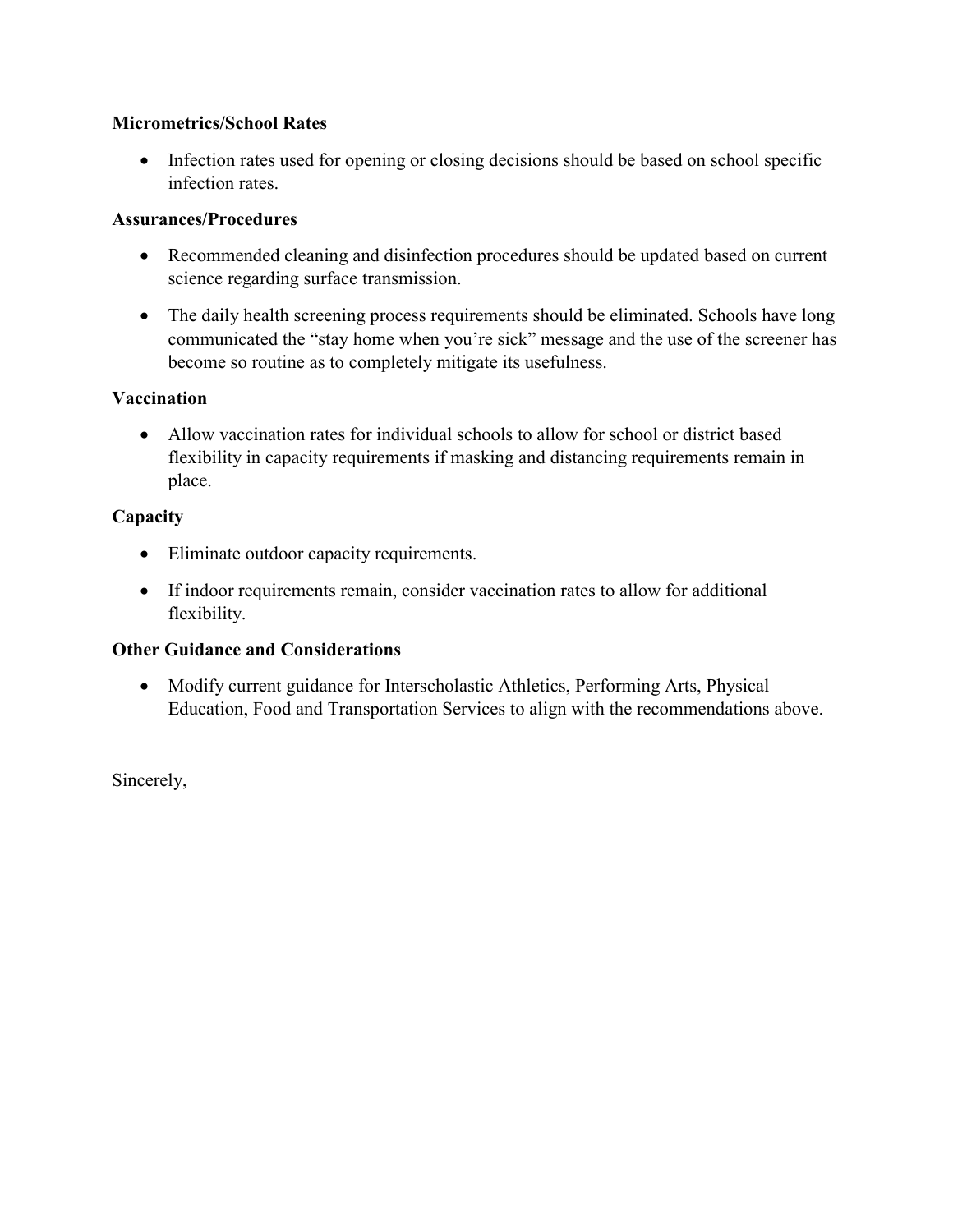**Micrometrics/School Rates**

- Infection rates used for opening or closing decisions should be based on school specific infection rates.

**Assurances/Procedures**

- Recommended cleaning and disinfection procedures should be updated based on current science regarding surface transmission.

- The daily health screening process requirements should be eliminated. Schools have long communicated the "stay home when you're sick" message and the use of the screener has become so routine as to completely mitigate its usefulness.

**Vaccination**

- Allow vaccination rates for individual schools to allow for school or district based flexibility in capacity requirements if masking and distancing requirements remain in place.

**Capacity**

- Eliminate outdoor capacity requirements.

- If indoor requirements remain, consider vaccination rates to allow for additional flexibility.

**Other Guidance and Considerations**

- Modify current guidance for Interscholastic Athletics, Performing Arts, Physical Education, Food and Transportation Services to align with the recommendations above.

Sincerely,